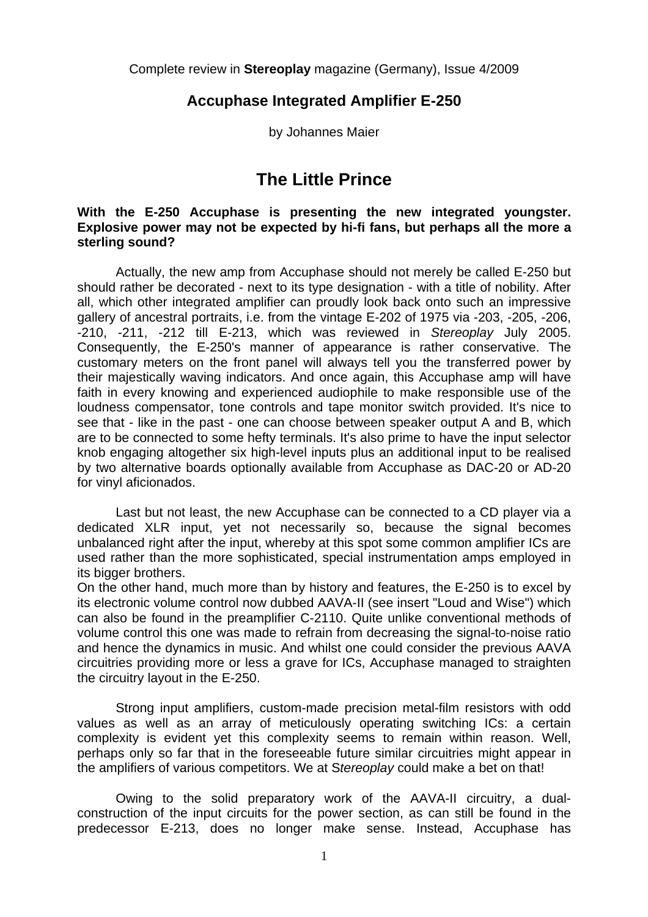Complete review in **Stereoplay** magazine (Germany), Issue 4/2009

## Accuphase Integrated Amplifier E-250

by Johannes Maier

# The Little Prince

**With the E-250 Accuphase is presenting the new integrated youngster. Explosive power may not be expected by hi-fi fans, but perhaps all the more a sterling sound?**

Actually, the new amp from Accuphase should not merely be called E-250 but should rather be decorated - next to its type designation - with a title of nobility. After all, which other integrated amplifier can proudly look back onto such an impressive gallery of ancestral portraits, i.e. from the vintage E-202 of 1975 via -203, -205, -206, -210, -211, -212 till E-213, which was reviewed in *Stereoplay* July 2005. Consequently, the E-250's manner of appearance is rather conservative. The customary meters on the front panel will always tell you the transferred power by their majestically waving indicators. And once again, this Accuphase amp will have faith in every knowing and experienced audiophile to make responsible use of the loudness compensator, tone controls and tape monitor switch provided. It's nice to see that - like in the past - one can choose between speaker output A and B, which are to be connected to some hefty terminals. It's also prime to have the input selector knob engaging altogether six high-level inputs plus an additional input to be realised by two alternative boards optionally available from Accuphase as DAC-20 or AD-20 for vinyl aficionados.

Last but not least, the new Accuphase can be connected to a CD player via a dedicated XLR input, yet not necessarily so, because the signal becomes unbalanced right after the input, whereby at this spot some common amplifier ICs are used rather than the more sophisticated, special instrumentation amps employed in its bigger brothers.
On the other hand, much more than by history and features, the E-250 is to excel by its electronic volume control now dubbed AAVA-II (see insert "Loud and Wise") which can also be found in the preamplifier C-2110. Quite unlike conventional methods of volume control this one was made to refrain from decreasing the signal-to-noise ratio and hence the dynamics in music. And whilst one could consider the previous AAVA circuitries providing more or less a grave for ICs, Accuphase managed to straighten the circuitry layout in the E-250.

Strong input amplifiers, custom-made precision metal-film resistors with odd values as well as an array of meticulously operating switching ICs: a certain complexity is evident yet this complexity seems to remain within reason. Well, perhaps only so far that in the foreseeable future similar circuitries might appear in the amplifiers of various competitors. We at S*tereoplay* could make a bet on that!

Owing to the solid preparatory work of the AAVA-II circuitry, a dual-construction of the input circuits for the power section, as can still be found in the predecessor E-213, does no longer make sense. Instead, Accuphase has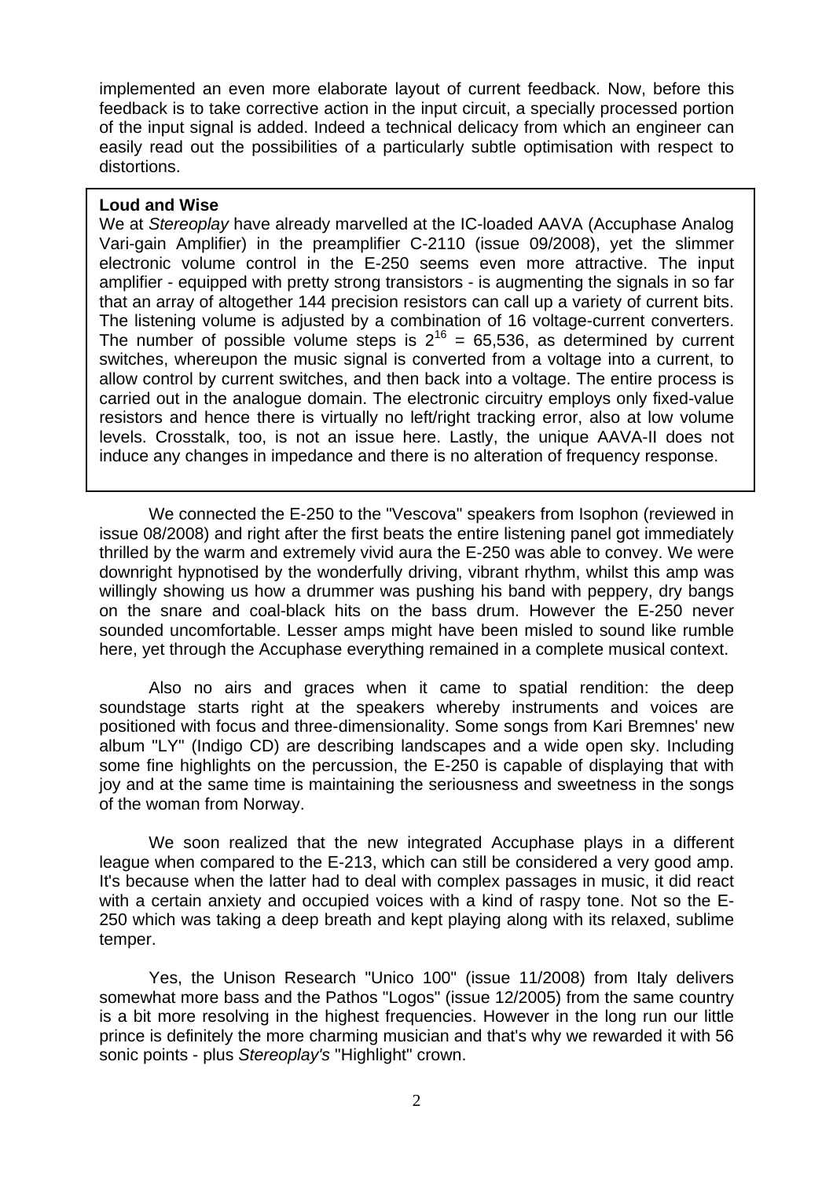implemented an even more elaborate layout of current feedback. Now, before this feedback is to take corrective action in the input circuit, a specially processed portion of the input signal is added. Indeed a technical delicacy from which an engineer can easily read out the possibilities of a particularly subtle optimisation with respect to distortions.

**Loud and Wise**

We at *Stereoplay* have already marvelled at the IC-loaded AAVA (Accuphase Analog Vari-gain Amplifier) in the preamplifier C-2110 (issue 09/2008), yet the slimmer electronic volume control in the E-250 seems even more attractive. The input amplifier - equipped with pretty strong transistors - is augmenting the signals in so far that an array of altogether 144 precision resistors can call up a variety of current bits. The listening volume is adjusted by a combination of 16 voltage-current converters. The number of possible volume steps is $2^{16}$ = 65,536, as determined by current switches, whereupon the music signal is converted from a voltage into a current, to allow control by current switches, and then back into a voltage. The entire process is carried out in the analogue domain. The electronic circuitry employs only fixed-value resistors and hence there is virtually no left/right tracking error, also at low volume levels. Crosstalk, too, is not an issue here. Lastly, the unique AAVA-II does not induce any changes in impedance and there is no alteration of frequency response.

We connected the E-250 to the "Vescova" speakers from Isophon (reviewed in issue 08/2008) and right after the first beats the entire listening panel got immediately thrilled by the warm and extremely vivid aura the E-250 was able to convey. We were downright hypnotised by the wonderfully driving, vibrant rhythm, whilst this amp was willingly showing us how a drummer was pushing his band with peppery, dry bangs on the snare and coal-black hits on the bass drum. However the E-250 never sounded uncomfortable. Lesser amps might have been misled to sound like rumble here, yet through the Accuphase everything remained in a complete musical context.

Also no airs and graces when it came to spatial rendition: the deep soundstage starts right at the speakers whereby instruments and voices are positioned with focus and three-dimensionality. Some songs from Kari Bremnes' new album "LY" (Indigo CD) are describing landscapes and a wide open sky. Including some fine highlights on the percussion, the E-250 is capable of displaying that with joy and at the same time is maintaining the seriousness and sweetness in the songs of the woman from Norway.

We soon realized that the new integrated Accuphase plays in a different league when compared to the E-213, which can still be considered a very good amp. It's because when the latter had to deal with complex passages in music, it did react with a certain anxiety and occupied voices with a kind of raspy tone. Not so the E-250 which was taking a deep breath and kept playing along with its relaxed, sublime temper.

Yes, the Unison Research "Unico 100" (issue 11/2008) from Italy delivers somewhat more bass and the Pathos "Logos" (issue 12/2005) from the same country is a bit more resolving in the highest frequencies. However in the long run our little prince is definitely the more charming musician and that's why we rewarded it with 56 sonic points - plus *Stereoplay's* "Highlight" crown.